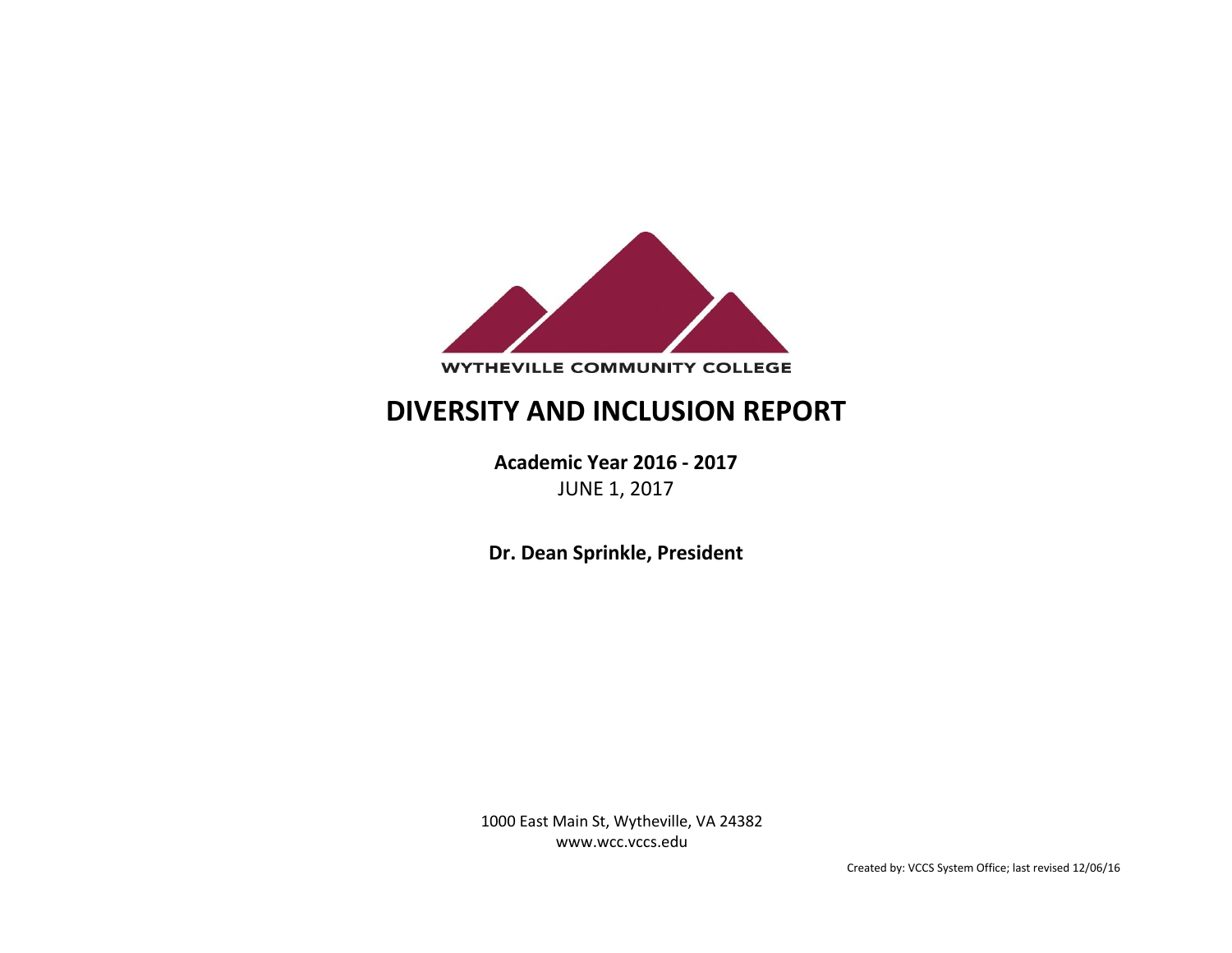WYTHEVILLE COMMUNITY COLLEGE

# DIVERSITY AND INCLUSION REPORT

**Academic Year 2016 - 2017**

JUNE 1, 2017

**Dr. Dean Sprinkle, President**

1000 East Main St, Wytheville, VA 24382
www.wcc.vccs.edu

Created by: VCCS System Office; last revised 12/06/16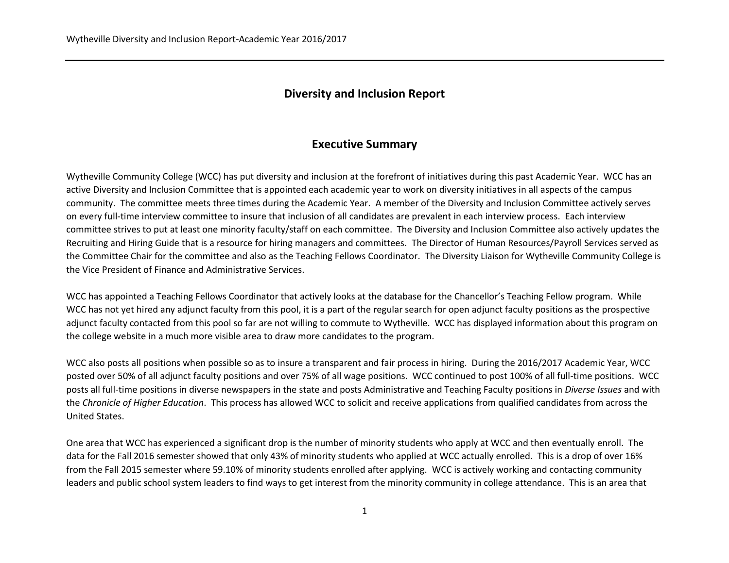# Diversity and Inclusion Report

## Executive Summary

Wytheville Community College (WCC) has put diversity and inclusion at the forefront of initiatives during this past Academic Year. WCC has an active Diversity and Inclusion Committee that is appointed each academic year to work on diversity initiatives in all aspects of the campus community. The committee meets three times during the Academic Year. A member of the Diversity and Inclusion Committee actively serves on every full-time interview committee to insure that inclusion of all candidates are prevalent in each interview process. Each interview committee strives to put at least one minority faculty/staff on each committee. The Diversity and Inclusion Committee also actively updates the Recruiting and Hiring Guide that is a resource for hiring managers and committees. The Director of Human Resources/Payroll Services served as the Committee Chair for the committee and also as the Teaching Fellows Coordinator. The Diversity Liaison for Wytheville Community College is the Vice President of Finance and Administrative Services.

WCC has appointed a Teaching Fellows Coordinator that actively looks at the database for the Chancellor's Teaching Fellow program. While WCC has not yet hired any adjunct faculty from this pool, it is a part of the regular search for open adjunct faculty positions as the prospective adjunct faculty contacted from this pool so far are not willing to commute to Wytheville. WCC has displayed information about this program on the college website in a much more visible area to draw more candidates to the program.

WCC also posts all positions when possible so as to insure a transparent and fair process in hiring. During the 2016/2017 Academic Year, WCC posted over 50% of all adjunct faculty positions and over 75% of all wage positions. WCC continued to post 100% of all full-time positions. WCC posts all full-time positions in diverse newspapers in the state and posts Administrative and Teaching Faculty positions in *Diverse Issues* and with the *Chronicle of Higher Education*. This process has allowed WCC to solicit and receive applications from qualified candidates from across the United States.

One area that WCC has experienced a significant drop is the number of minority students who apply at WCC and then eventually enroll. The data for the Fall 2016 semester showed that only 43% of minority students who applied at WCC actually enrolled. This is a drop of over 16% from the Fall 2015 semester where 59.10% of minority students enrolled after applying. WCC is actively working and contacting community leaders and public school system leaders to find ways to get interest from the minority community in college attendance. This is an area that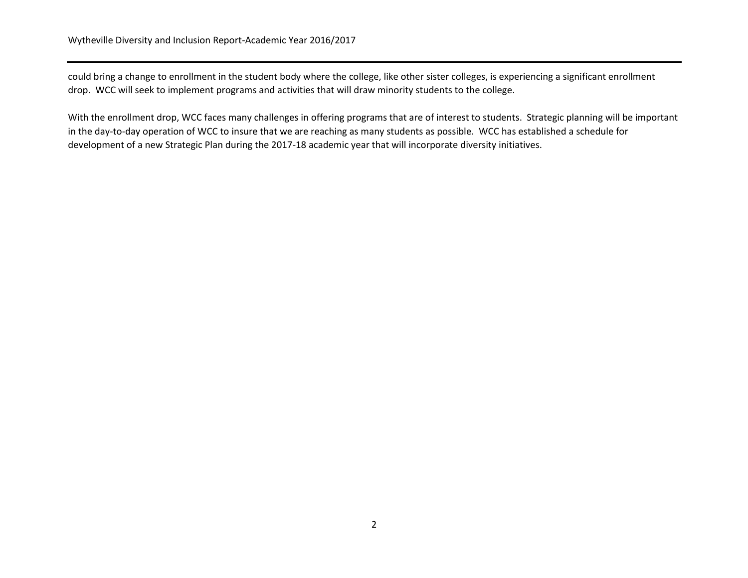could bring a change to enrollment in the student body where the college, like other sister colleges, is experiencing a significant enrollment drop. WCC will seek to implement programs and activities that will draw minority students to the college.

With the enrollment drop, WCC faces many challenges in offering programs that are of interest to students. Strategic planning will be important in the day-to-day operation of WCC to insure that we are reaching as many students as possible. WCC has established a schedule for development of a new Strategic Plan during the 2017-18 academic year that will incorporate diversity initiatives.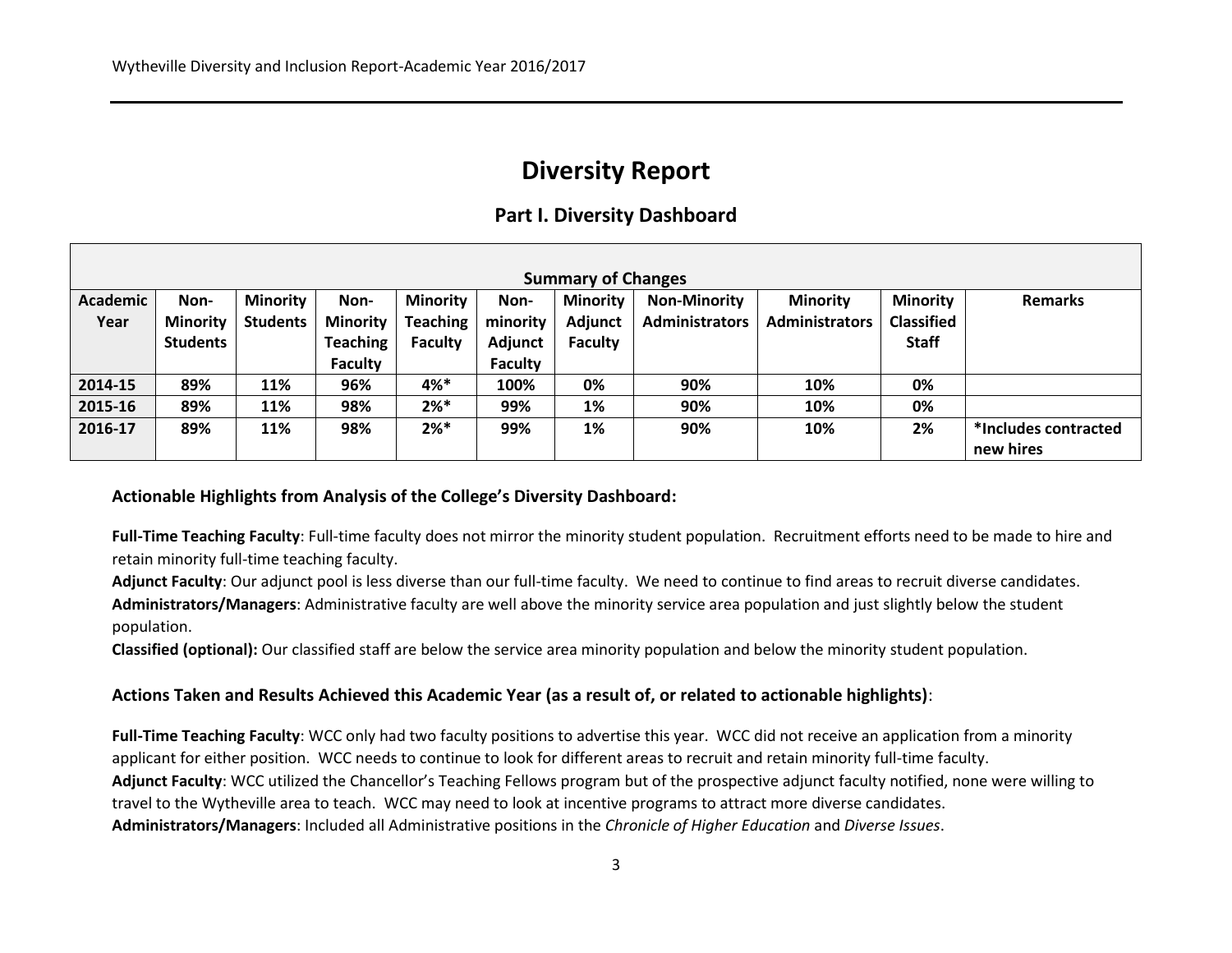# Diversity Report

## Part I. Diversity Dashboard

| Summary of Changes | | | | | | | | | | |
|---|---|---|---|---|---|---|---|---|---|---|
| **Academic Year** | **Non-Minority Students** | **Minority Students** | **Non-Minority Teaching Faculty** | **Minority Teaching Faculty** | **Non-minority Adjunct Faculty** | **Minority Adjunct Faculty** | **Non-Minority Administrators** | **Minority Administrators** | **Minority Classified Staff** | **Remarks** |
| **2014-15** | **89%** | **11%** | **96%** | **4%*** | **100%** | **0%** | **90%** | **10%** | **0%** | |
| **2015-16** | **89%** | **11%** | **98%** | **2%*** | **99%** | **1%** | **90%** | **10%** | **0%** | |
| **2016-17** | **89%** | **11%** | **98%** | **2%*** | **99%** | **1%** | **90%** | **10%** | **2%** | ***Includes contracted new hires** |

### Actionable Highlights from Analysis of the College's Diversity Dashboard:

**Full-Time Teaching Faculty**: Full-time faculty does not mirror the minority student population. Recruitment efforts need to be made to hire and retain minority full-time teaching faculty.
**Adjunct Faculty**: Our adjunct pool is less diverse than our full-time faculty. We need to continue to find areas to recruit diverse candidates.
**Administrators/Managers**: Administrative faculty are well above the minority service area population and just slightly below the student population.
**Classified (optional):** Our classified staff are below the service area minority population and below the minority student population.

### Actions Taken and Results Achieved this Academic Year (as a result of, or related to actionable highlights):

**Full-Time Teaching Faculty**: WCC only had two faculty positions to advertise this year. WCC did not receive an application from a minority applicant for either position. WCC needs to continue to look for different areas to recruit and retain minority full-time faculty.
**Adjunct Faculty**: WCC utilized the Chancellor's Teaching Fellows program but of the prospective adjunct faculty notified, none were willing to travel to the Wytheville area to teach. WCC may need to look at incentive programs to attract more diverse candidates.
**Administrators/Managers**: Included all Administrative positions in the *Chronicle of Higher Education* and *Diverse Issues*.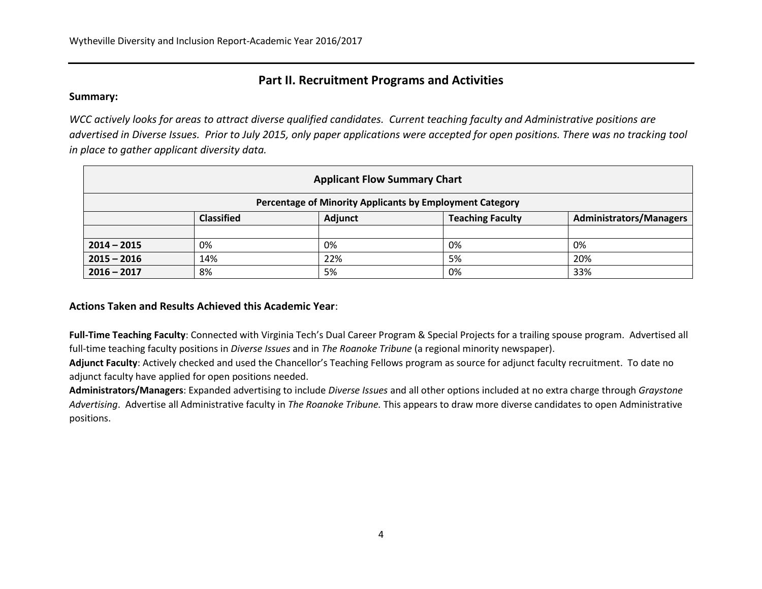## Part II. Recruitment Programs and Activities

**Summary:**

*WCC actively looks for areas to attract diverse qualified candidates. Current teaching faculty and Administrative positions are advertised in Diverse Issues. Prior to July 2015, only paper applications were accepted for open positions. There was no tracking tool in place to gather applicant diversity data.*

| Applicant Flow Summary Chart | | | | |
|---|---|---|---|---|
| **Percentage of Minority Applicants by Employment Category** | | | | |
| | **Classified** | **Adjunct** | **Teaching Faculty** | **Administrators/Managers** |
| | | | | |
| **2014 – 2015** | 0% | 0% | 0% | 0% |
| **2015 – 2016** | 14% | 22% | 5% | 20% |
| **2016 – 2017** | 8% | 5% | 0% | 33% |

**Actions Taken and Results Achieved this Academic Year**:

**Full-Time Teaching Faculty**: Connected with Virginia Tech's Dual Career Program & Special Projects for a trailing spouse program. Advertised all full-time teaching faculty positions in *Diverse Issues* and in *The Roanoke Tribune* (a regional minority newspaper).

**Adjunct Faculty**: Actively checked and used the Chancellor's Teaching Fellows program as source for adjunct faculty recruitment. To date no adjunct faculty have applied for open positions needed.

**Administrators/Managers**: Expanded advertising to include *Diverse Issues* and all other options included at no extra charge through *Graystone Advertising*. Advertise all Administrative faculty in *The Roanoke Tribune.* This appears to draw more diverse candidates to open Administrative positions.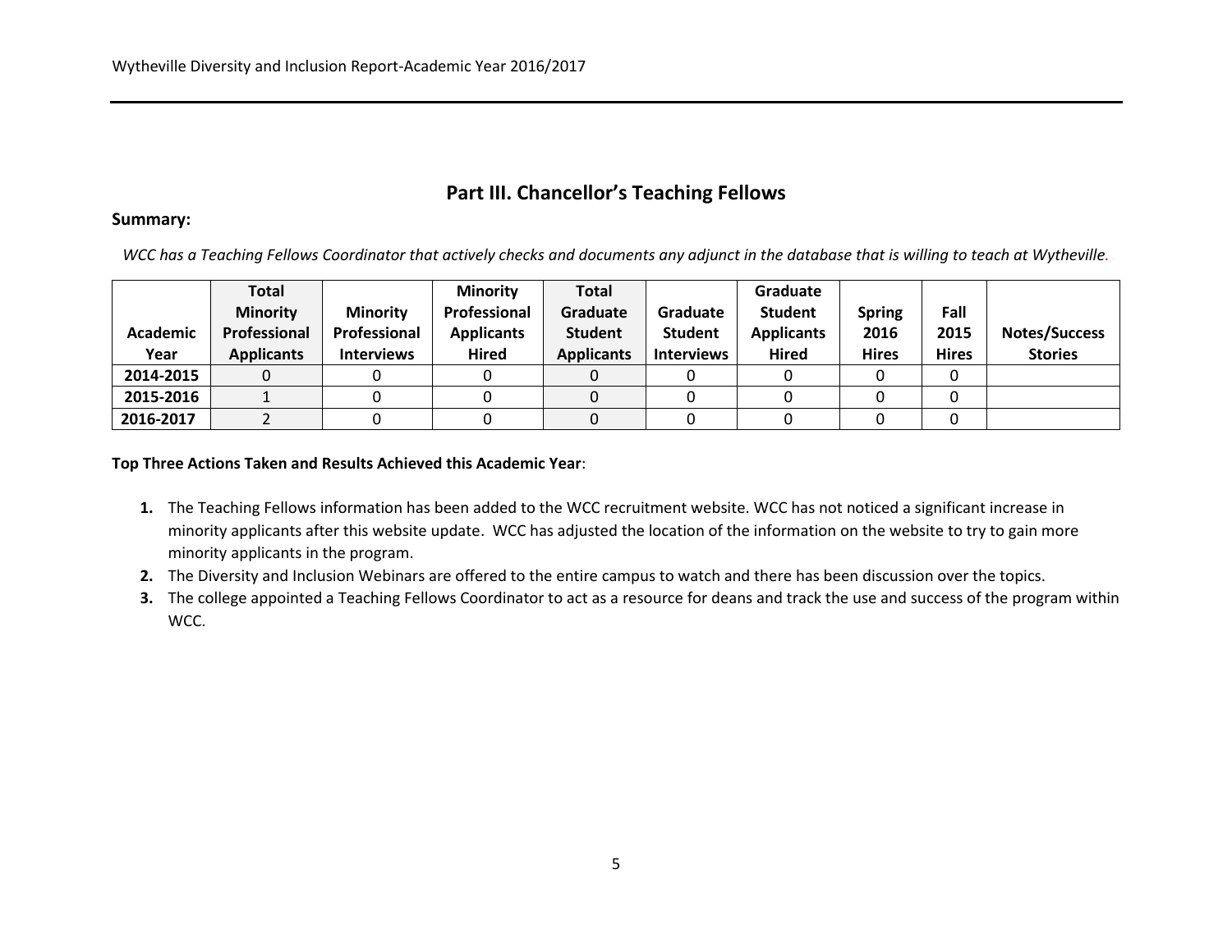## Part III. Chancellor's Teaching Fellows

**Summary:**

*WCC has a Teaching Fellows Coordinator that actively checks and documents any adjunct in the database that is willing to teach at Wytheville.*

| Academic Year | Total Minority Professional Applicants | Minority Professional Interviews | Minority Professional Applicants Hired | Total Graduate Student Applicants | Graduate Student Interviews | Graduate Student Applicants Hired | Spring 2016 Hires | Fall 2015 Hires | Notes/Success Stories |
|---|---|---|---|---|---|---|---|---|---|
| **2014-2015** | 0 | 0 | 0 | 0 | 0 | 0 | 0 | 0 | |
| **2015-2016** | 1 | 0 | 0 | 0 | 0 | 0 | 0 | 0 | |
| **2016-2017** | 2 | 0 | 0 | 0 | 0 | 0 | 0 | 0 | |

**Top Three Actions Taken and Results Achieved this Academic Year**:

1. The Teaching Fellows information has been added to the WCC recruitment website. WCC has not noticed a significant increase in minority applicants after this website update. WCC has adjusted the location of the information on the website to try to gain more minority applicants in the program.
2. The Diversity and Inclusion Webinars are offered to the entire campus to watch and there has been discussion over the topics.
3. The college appointed a Teaching Fellows Coordinator to act as a resource for deans and track the use and success of the program within WCC.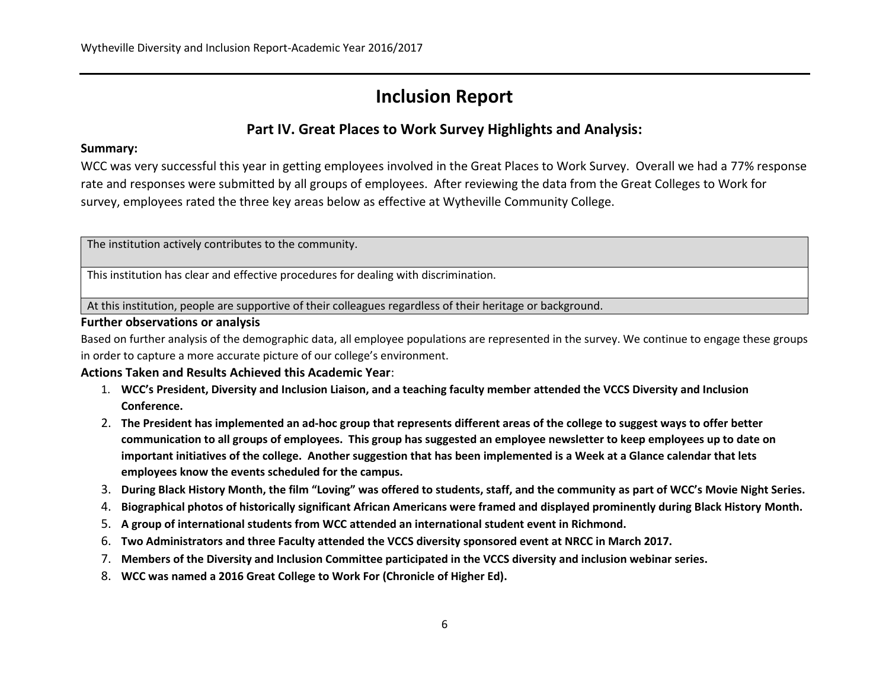# Inclusion Report

## Part IV. Great Places to Work Survey Highlights and Analysis:

**Summary:**

WCC was very successful this year in getting employees involved in the Great Places to Work Survey. Overall we had a 77% response rate and responses were submitted by all groups of employees. After reviewing the data from the Great Colleges to Work for survey, employees rated the three key areas below as effective at Wytheville Community College.

| The institution actively contributes to the community. |
|---|
| This institution has clear and effective procedures for dealing with discrimination. |
| At this institution, people are supportive of their colleagues regardless of their heritage or background. |

**Further observations or analysis**

Based on further analysis of the demographic data, all employee populations are represented in the survey. We continue to engage these groups in order to capture a more accurate picture of our college's environment.

**Actions Taken and Results Achieved this Academic Year**:

1. **WCC's President, Diversity and Inclusion Liaison, and a teaching faculty member attended the VCCS Diversity and Inclusion Conference.**
2. **The President has implemented an ad-hoc group that represents different areas of the college to suggest ways to offer better communication to all groups of employees. This group has suggested an employee newsletter to keep employees up to date on important initiatives of the college. Another suggestion that has been implemented is a Week at a Glance calendar that lets employees know the events scheduled for the campus.**
3. **During Black History Month, the film "Loving" was offered to students, staff, and the community as part of WCC's Movie Night Series.**
4. **Biographical photos of historically significant African Americans were framed and displayed prominently during Black History Month.**
5. **A group of international students from WCC attended an international student event in Richmond.**
6. **Two Administrators and three Faculty attended the VCCS diversity sponsored event at NRCC in March 2017.**
7. **Members of the Diversity and Inclusion Committee participated in the VCCS diversity and inclusion webinar series.**
8. **WCC was named a 2016 Great College to Work For (Chronicle of Higher Ed).**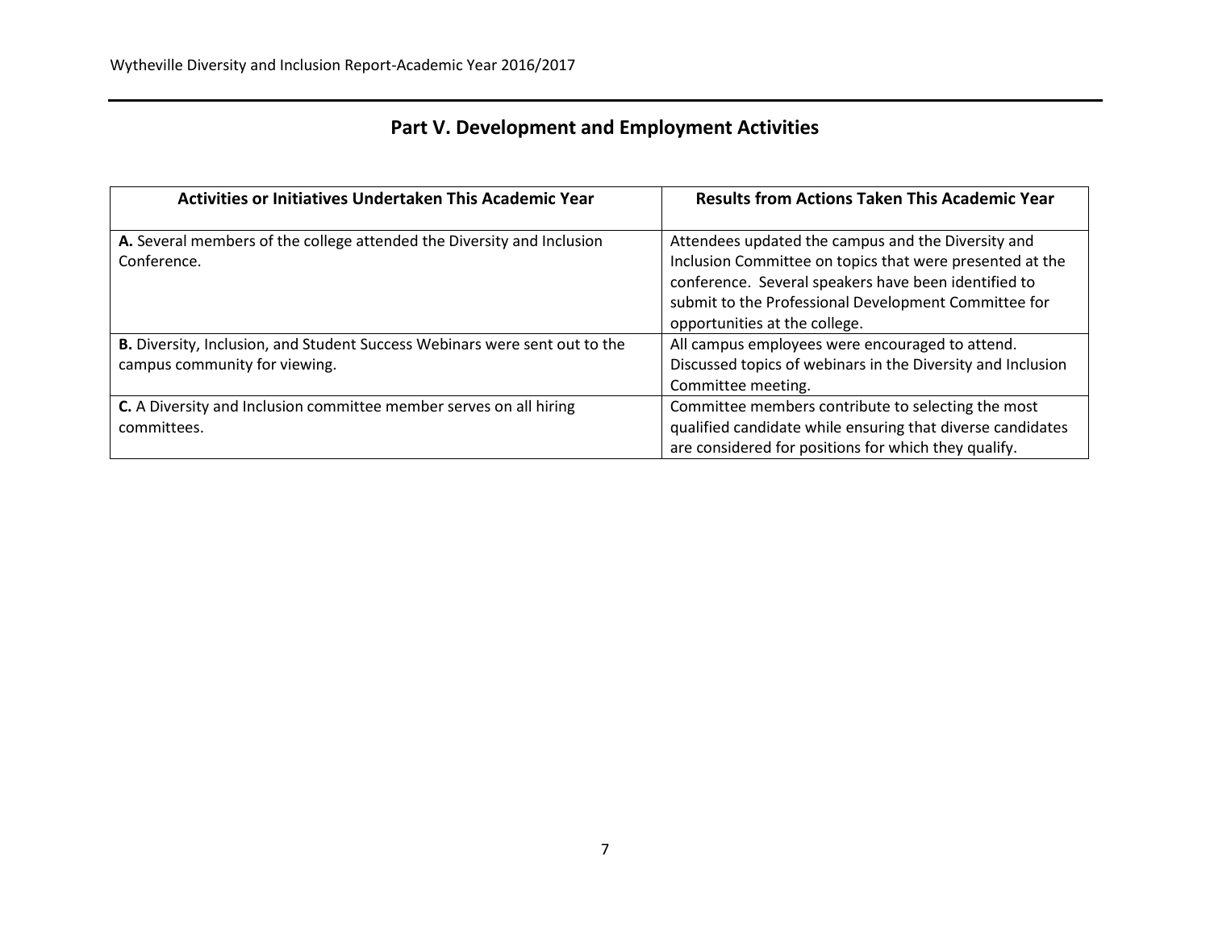# Part V. Development and Employment Activities

| Activities or Initiatives Undertaken This Academic Year | Results from Actions Taken This Academic Year |
|---|---|
| **A.** Several members of the college attended the Diversity and Inclusion Conference. | Attendees updated the campus and the Diversity and Inclusion Committee on topics that were presented at the conference. Several speakers have been identified to submit to the Professional Development Committee for opportunities at the college. |
| **B.** Diversity, Inclusion, and Student Success Webinars were sent out to the campus community for viewing. | All campus employees were encouraged to attend. Discussed topics of webinars in the Diversity and Inclusion Committee meeting. |
| **C.** A Diversity and Inclusion committee member serves on all hiring committees. | Committee members contribute to selecting the most qualified candidate while ensuring that diverse candidates are considered for positions for which they qualify. |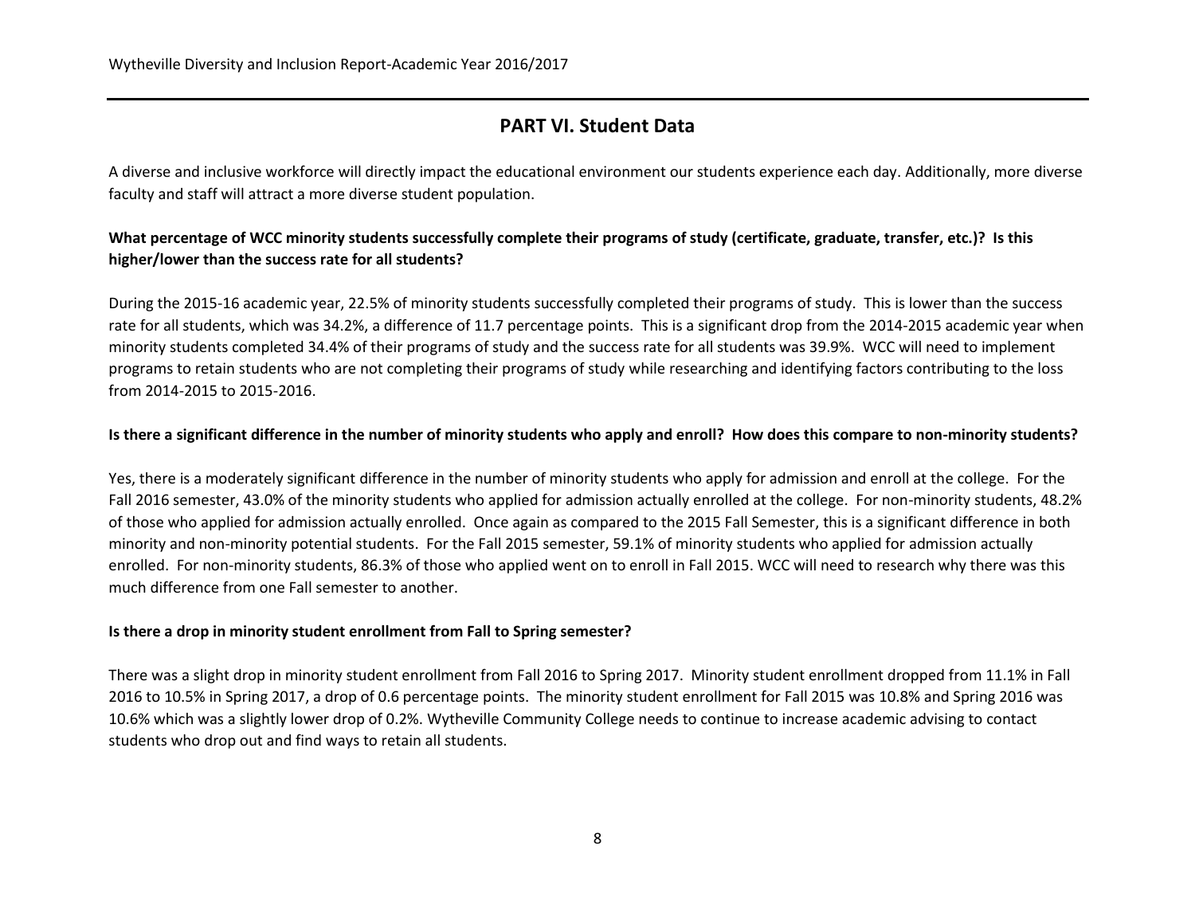## PART VI. Student Data

A diverse and inclusive workforce will directly impact the educational environment our students experience each day. Additionally, more diverse faculty and staff will attract a more diverse student population.

**What percentage of WCC minority students successfully complete their programs of study (certificate, graduate, transfer, etc.)? Is this higher/lower than the success rate for all students?**

During the 2015-16 academic year, 22.5% of minority students successfully completed their programs of study. This is lower than the success rate for all students, which was 34.2%, a difference of 11.7 percentage points. This is a significant drop from the 2014-2015 academic year when minority students completed 34.4% of their programs of study and the success rate for all students was 39.9%. WCC will need to implement programs to retain students who are not completing their programs of study while researching and identifying factors contributing to the loss from 2014-2015 to 2015-2016.

**Is there a significant difference in the number of minority students who apply and enroll? How does this compare to non-minority students?**

Yes, there is a moderately significant difference in the number of minority students who apply for admission and enroll at the college. For the Fall 2016 semester, 43.0% of the minority students who applied for admission actually enrolled at the college. For non-minority students, 48.2% of those who applied for admission actually enrolled. Once again as compared to the 2015 Fall Semester, this is a significant difference in both minority and non-minority potential students. For the Fall 2015 semester, 59.1% of minority students who applied for admission actually enrolled. For non-minority students, 86.3% of those who applied went on to enroll in Fall 2015. WCC will need to research why there was this much difference from one Fall semester to another.

**Is there a drop in minority student enrollment from Fall to Spring semester?**

There was a slight drop in minority student enrollment from Fall 2016 to Spring 2017. Minority student enrollment dropped from 11.1% in Fall 2016 to 10.5% in Spring 2017, a drop of 0.6 percentage points. The minority student enrollment for Fall 2015 was 10.8% and Spring 2016 was 10.6% which was a slightly lower drop of 0.2%. Wytheville Community College needs to continue to increase academic advising to contact students who drop out and find ways to retain all students.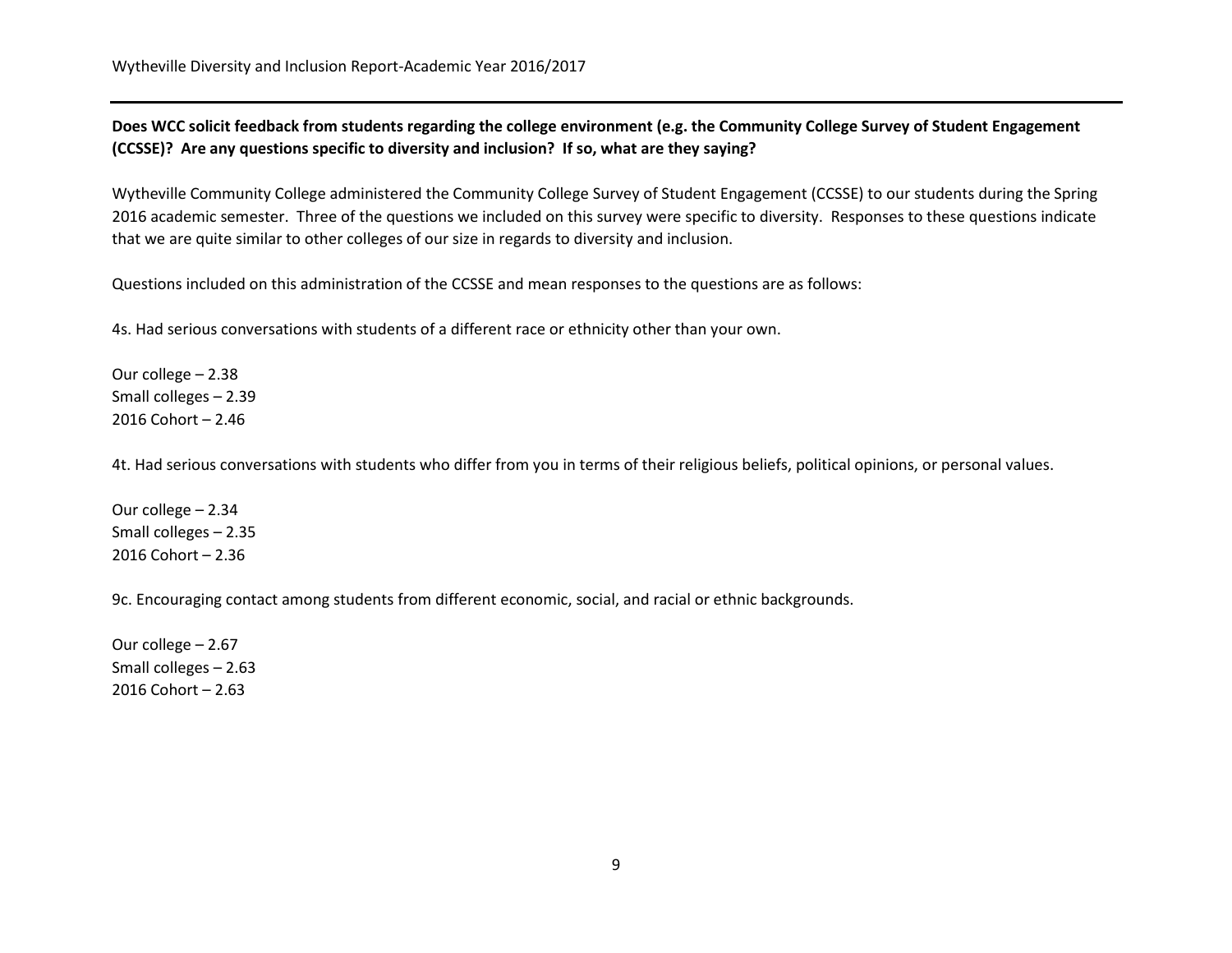**Does WCC solicit feedback from students regarding the college environment (e.g. the Community College Survey of Student Engagement (CCSSE)? Are any questions specific to diversity and inclusion? If so, what are they saying?**

Wytheville Community College administered the Community College Survey of Student Engagement (CCSSE) to our students during the Spring 2016 academic semester. Three of the questions we included on this survey were specific to diversity. Responses to these questions indicate that we are quite similar to other colleges of our size in regards to diversity and inclusion.

Questions included on this administration of the CCSSE and mean responses to the questions are as follows:

4s. Had serious conversations with students of a different race or ethnicity other than your own.

Our college – 2.38
Small colleges – 2.39
2016 Cohort – 2.46

4t. Had serious conversations with students who differ from you in terms of their religious beliefs, political opinions, or personal values.

Our college – 2.34
Small colleges – 2.35
2016 Cohort – 2.36

9c. Encouraging contact among students from different economic, social, and racial or ethnic backgrounds.

Our college – 2.67
Small colleges – 2.63
2016 Cohort – 2.63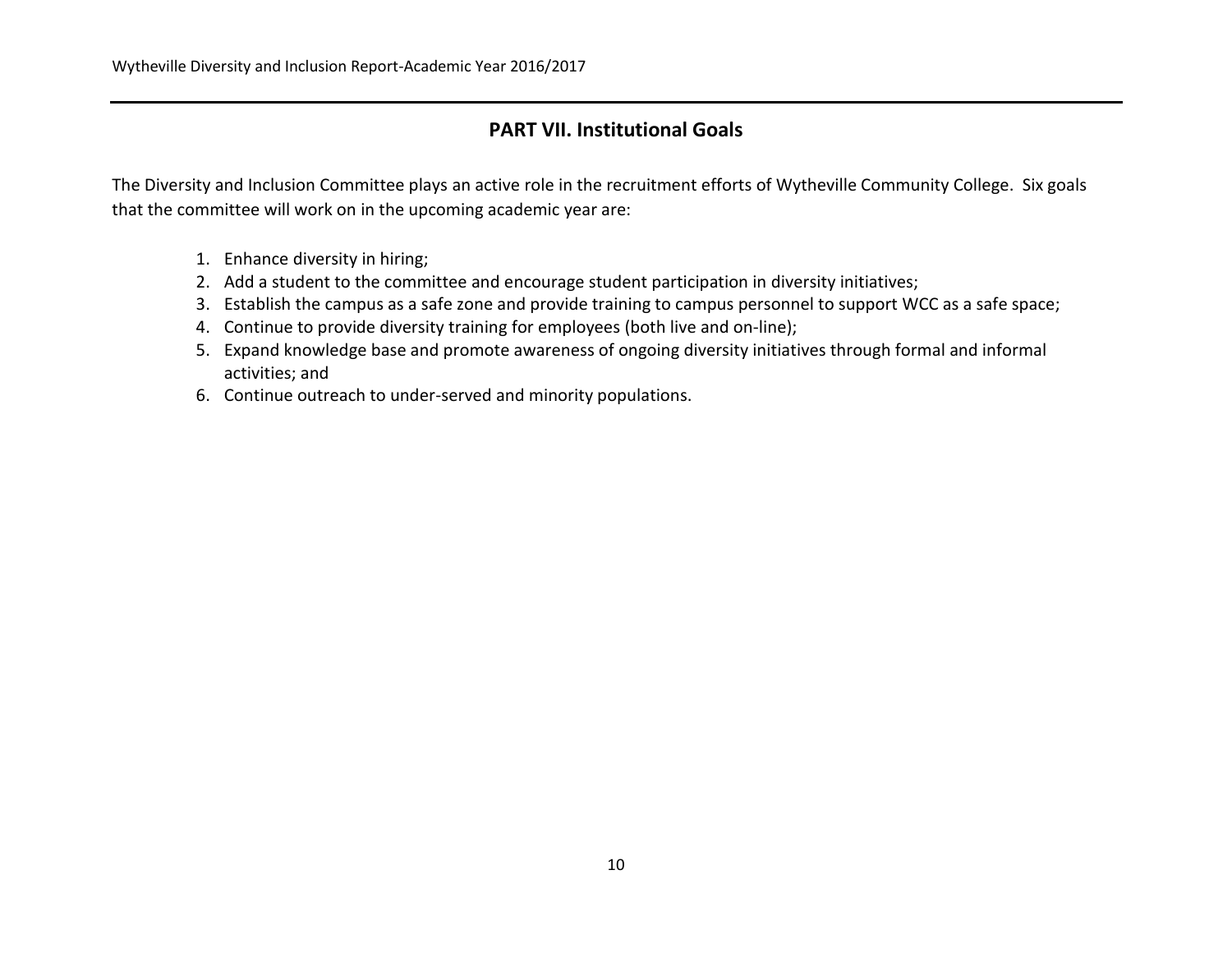## PART VII. Institutional Goals

The Diversity and Inclusion Committee plays an active role in the recruitment efforts of Wytheville Community College. Six goals that the committee will work on in the upcoming academic year are:

1. Enhance diversity in hiring;
2. Add a student to the committee and encourage student participation in diversity initiatives;
3. Establish the campus as a safe zone and provide training to campus personnel to support WCC as a safe space;
4. Continue to provide diversity training for employees (both live and on-line);
5. Expand knowledge base and promote awareness of ongoing diversity initiatives through formal and informal activities; and
6. Continue outreach to under-served and minority populations.